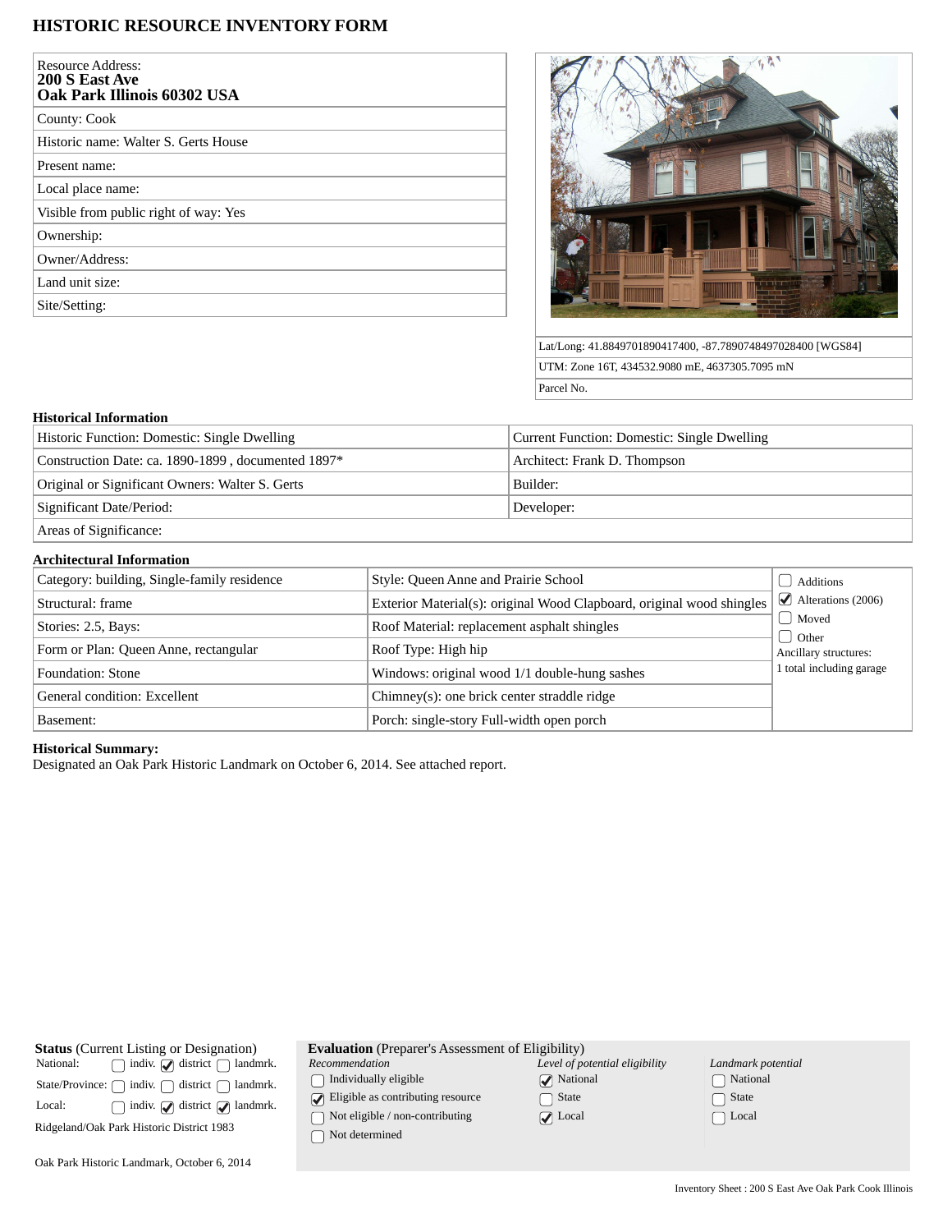# HISTORIC RESOURCE INVENTORY FORM

| Resource Address: **200 S East Ave Oak Park Illinois 60302 USA** |
|---|
| County: Cook |
| Historic name: Walter S. Gerts House |
| Present name: |
| Local place name: |
| Visible from public right of way: Yes |
| Ownership: |
| Owner/Address: |
| Land unit size: |
| Site/Setting: |

| |
|---|
| Lat/Long: 41.8849701890417400, -87.7890748497028400 [WGS84] |
| UTM: Zone 16T, 434532.9080 mE, 4637305.7095 mN |
| Parcel No. |

## Historical Information

| | |
|---|---|
| Historic Function: Domestic: Single Dwelling | Current Function: Domestic: Single Dwelling |
| Construction Date: ca. 1890-1899 , documented 1897* | Architect: Frank D. Thompson |
| Original or Significant Owners: Walter S. Gerts | Builder: |
| Significant Date/Period: | Developer: |
| Areas of Significance: | |

## Architectural Information

| | | |
|---|---|---|
| Category: building, Single-family residence | Style: Queen Anne and Prairie School | ☐ Additions |
| Structural: frame | Exterior Material(s): original Wood Clapboard, original wood shingles | ☑ Alterations (2006) |
| Stories: 2.5, Bays: | Roof Material: replacement asphalt shingles | ☐ Moved |
| Form or Plan: Queen Anne, rectangular | Roof Type: High hip | ☐ Other |
| Foundation: Stone | Windows: original wood 1/1 double-hung sashes | Ancillary structures: 1 total including garage |
| General condition: Excellent | Chimney(s): one brick center straddle ridge | |
| Basement: | Porch: single-story Full-width open porch | |

**Historical Summary:**
Designated an Oak Park Historic Landmark on October 6, 2014. See attached report.

**Status** (Current Listing or Designation)

| | | | |
|---|---|---|---|
| National: | ☐ indiv. | ☑ district | ☐ landmrk. |
| State/Province: | ☐ indiv. | ☐ district | ☐ landmrk. |
| Local: | ☐ indiv. | ☑ district | ☑ landmrk. |

Ridgeland/Oak Park Historic District 1983

Oak Park Historic Landmark, October 6, 2014

**Evaluation** (Preparer's Assessment of Eligibility)

| *Recommendation* | *Level of potential eligibility* | *Landmark potential* |
|---|---|---|
| ☐ Individually eligible | ☑ National | ☐ National |
| ☑ Eligible as contributing resource | ☐ State | ☐ State |
| ☐ Not eligible / non-contributing | ☑ Local | ☐ Local |
| ☐ Not determined | | |

Inventory Sheet : 200 S East Ave Oak Park Cook Illinois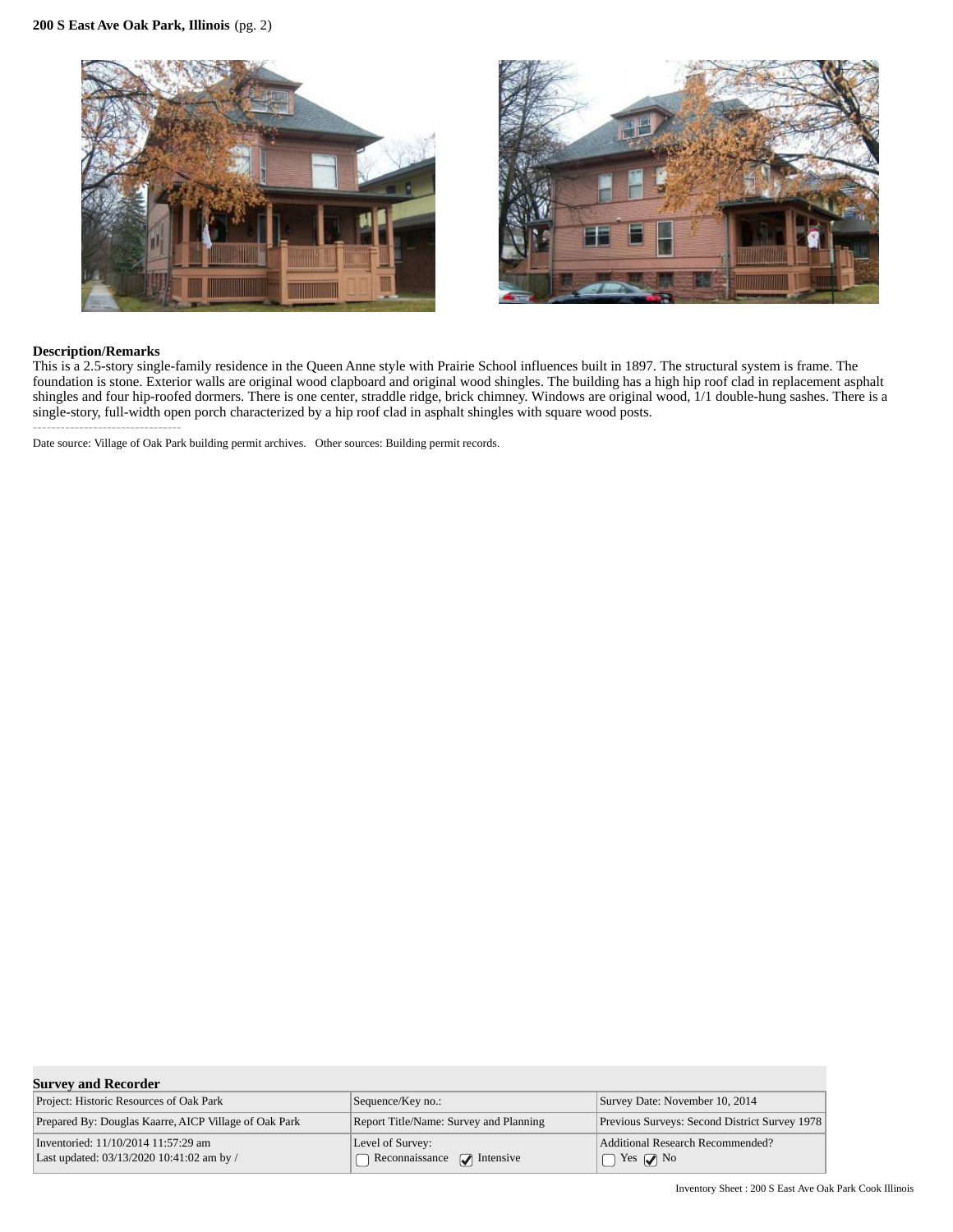**200 S East Ave Oak Park, Illinois** (pg. 2)

### Description/Remarks

This is a 2.5-story single-family residence in the Queen Anne style with Prairie School influences built in 1897. The structural system is frame. The foundation is stone. Exterior walls are original wood clapboard and original wood shingles. The building has a high hip roof clad in replacement asphalt shingles and four hip-roofed dormers. There is one center, straddle ridge, brick chimney. Windows are original wood, 1/1 double-hung sashes. There is a single-story, full-width open porch characterized by a hip roof clad in asphalt shingles with square wood posts.

------------------------------

Date source: Village of Oak Park building permit archives.   Other sources: Building permit records.

### Survey and Recorder

| | | |
|---|---|---|
| Project: Historic Resources of Oak Park | Sequence/Key no.: | Survey Date: November 10, 2014 |
| Prepared By: Douglas Kaarre, AICP Village of Oak Park | Report Title/Name: Survey and Planning | Previous Surveys: Second District Survey 1978 |
| Inventoried: 11/10/2014 11:57:29 am<br>Last updated: 03/13/2020 10:41:02 am by / | Level of Survey:<br>☐ Reconnaissance ☑ Intensive | Additional Research Recommended?<br>☐ Yes ☑ No |

Inventory Sheet : 200 S East Ave Oak Park Cook Illinois